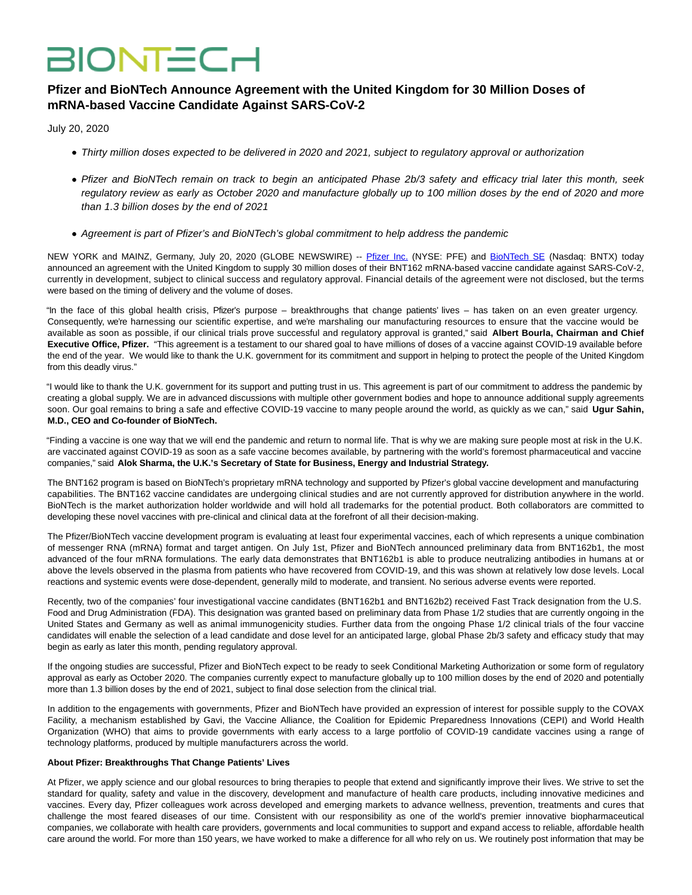# BIONTECH

## Pfizer and BioNTech Announce Agreement with the United Kingdom for 30 Million Doses of mRNA-based Vaccine Candidate Against SARS-CoV-2

July 20, 2020

- *Thirty million doses expected to be delivered in 2020 and 2021, subject to regulatory approval or authorization*
- *Pfizer and BioNTech remain on track to begin an anticipated Phase 2b/3 safety and efficacy trial later this month, seek regulatory review as early as October 2020 and manufacture globally up to 100 million doses by the end of 2020 and more than 1.3 billion doses by the end of 2021*
- *Agreement is part of Pfizer's and BioNTech's global commitment to help address the pandemic*

NEW YORK and MAINZ, Germany, July 20, 2020 (GLOBE NEWSWIRE) -- Pfizer Inc. (NYSE: PFE) and BioNTech SE (Nasdaq: BNTX) today announced an agreement with the United Kingdom to supply 30 million doses of their BNT162 mRNA-based vaccine candidate against SARS-CoV-2, currently in development, subject to clinical success and regulatory approval. Financial details of the agreement were not disclosed, but the terms were based on the timing of delivery and the volume of doses.

"In the face of this global health crisis, Pfizer's purpose – breakthroughs that change patients' lives – has taken on an even greater urgency. Consequently, we're harnessing our scientific expertise, and we're marshaling our manufacturing resources to ensure that the vaccine would be available as soon as possible, if our clinical trials prove successful and regulatory approval is granted," said **Albert Bourla, Chairman and Chief Executive Office, Pfizer.** "This agreement is a testament to our shared goal to have millions of doses of a vaccine against COVID-19 available before the end of the year. We would like to thank the U.K. government for its commitment and support in helping to protect the people of the United Kingdom from this deadly virus."

"I would like to thank the U.K. government for its support and putting trust in us. This agreement is part of our commitment to address the pandemic by creating a global supply. We are in advanced discussions with multiple other government bodies and hope to announce additional supply agreements soon. Our goal remains to bring a safe and effective COVID-19 vaccine to many people around the world, as quickly as we can," said **Ugur Sahin, M.D., CEO and Co-founder of BioNTech.**

"Finding a vaccine is one way that we will end the pandemic and return to normal life. That is why we are making sure people most at risk in the U.K. are vaccinated against COVID-19 as soon as a safe vaccine becomes available, by partnering with the world's foremost pharmaceutical and vaccine companies," said **Alok Sharma, the U.K.'s Secretary of State for Business, Energy and Industrial Strategy.**

The BNT162 program is based on BioNTech's proprietary mRNA technology and supported by Pfizer's global vaccine development and manufacturing capabilities. The BNT162 vaccine candidates are undergoing clinical studies and are not currently approved for distribution anywhere in the world. BioNTech is the market authorization holder worldwide and will hold all trademarks for the potential product. Both collaborators are committed to developing these novel vaccines with pre-clinical and clinical data at the forefront of all their decision-making.

The Pfizer/BioNTech vaccine development program is evaluating at least four experimental vaccines, each of which represents a unique combination of messenger RNA (mRNA) format and target antigen. On July 1st, Pfizer and BioNTech announced preliminary data from BNT162b1, the most advanced of the four mRNA formulations. The early data demonstrates that BNT162b1 is able to produce neutralizing antibodies in humans at or above the levels observed in the plasma from patients who have recovered from COVID-19, and this was shown at relatively low dose levels. Local reactions and systemic events were dose-dependent, generally mild to moderate, and transient. No serious adverse events were reported.

Recently, two of the companies' four investigational vaccine candidates (BNT162b1 and BNT162b2) received Fast Track designation from the U.S. Food and Drug Administration (FDA). This designation was granted based on preliminary data from Phase 1/2 studies that are currently ongoing in the United States and Germany as well as animal immunogenicity studies. Further data from the ongoing Phase 1/2 clinical trials of the four vaccine candidates will enable the selection of a lead candidate and dose level for an anticipated large, global Phase 2b/3 safety and efficacy study that may begin as early as later this month, pending regulatory approval.

If the ongoing studies are successful, Pfizer and BioNTech expect to be ready to seek Conditional Marketing Authorization or some form of regulatory approval as early as October 2020. The companies currently expect to manufacture globally up to 100 million doses by the end of 2020 and potentially more than 1.3 billion doses by the end of 2021, subject to final dose selection from the clinical trial.

In addition to the engagements with governments, Pfizer and BioNTech have provided an expression of interest for possible supply to the COVAX Facility, a mechanism established by Gavi, the Vaccine Alliance, the Coalition for Epidemic Preparedness Innovations (CEPI) and World Health Organization (WHO) that aims to provide governments with early access to a large portfolio of COVID-19 candidate vaccines using a range of technology platforms, produced by multiple manufacturers across the world.

**About Pfizer: Breakthroughs That Change Patients' Lives**

At Pfizer, we apply science and our global resources to bring therapies to people that extend and significantly improve their lives. We strive to set the standard for quality, safety and value in the discovery, development and manufacture of health care products, including innovative medicines and vaccines. Every day, Pfizer colleagues work across developed and emerging markets to advance wellness, prevention, treatments and cures that challenge the most feared diseases of our time. Consistent with our responsibility as one of the world's premier innovative biopharmaceutical companies, we collaborate with health care providers, governments and local communities to support and expand access to reliable, affordable health care around the world. For more than 150 years, we have worked to make a difference for all who rely on us. We routinely post information that may be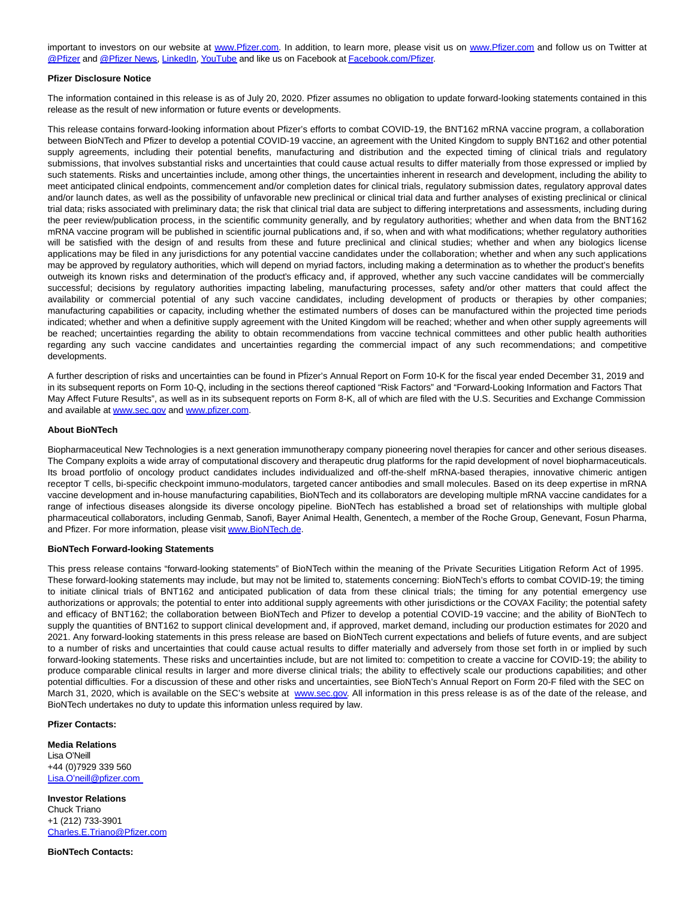important to investors on our website at www.Pfizer.com. In addition, to learn more, please visit us on www.Pfizer.com and follow us on Twitter at @Pfizer and @Pfizer News, LinkedIn, YouTube and like us on Facebook at Facebook.com/Pfizer.

**Pfizer Disclosure Notice**

The information contained in this release is as of July 20, 2020. Pfizer assumes no obligation to update forward-looking statements contained in this release as the result of new information or future events or developments.

This release contains forward-looking information about Pfizer's efforts to combat COVID-19, the BNT162 mRNA vaccine program, a collaboration between BioNTech and Pfizer to develop a potential COVID-19 vaccine, an agreement with the United Kingdom to supply BNT162 and other potential supply agreements, including their potential benefits, manufacturing and distribution and the expected timing of clinical trials and regulatory submissions, that involves substantial risks and uncertainties that could cause actual results to differ materially from those expressed or implied by such statements. Risks and uncertainties include, among other things, the uncertainties inherent in research and development, including the ability to meet anticipated clinical endpoints, commencement and/or completion dates for clinical trials, regulatory submission dates, regulatory approval dates and/or launch dates, as well as the possibility of unfavorable new preclinical or clinical trial data and further analyses of existing preclinical or clinical trial data; risks associated with preliminary data; the risk that clinical trial data are subject to differing interpretations and assessments, including during the peer review/publication process, in the scientific community generally, and by regulatory authorities; whether and when data from the BNT162 mRNA vaccine program will be published in scientific journal publications and, if so, when and with what modifications; whether regulatory authorities will be satisfied with the design of and results from these and future preclinical and clinical studies; whether and when any biologics license applications may be filed in any jurisdictions for any potential vaccine candidates under the collaboration; whether and when any such applications may be approved by regulatory authorities, which will depend on myriad factors, including making a determination as to whether the product's benefits outweigh its known risks and determination of the product's efficacy and, if approved, whether any such vaccine candidates will be commercially successful; decisions by regulatory authorities impacting labeling, manufacturing processes, safety and/or other matters that could affect the availability or commercial potential of any such vaccine candidates, including development of products or therapies by other companies; manufacturing capabilities or capacity, including whether the estimated numbers of doses can be manufactured within the projected time periods indicated; whether and when a definitive supply agreement with the United Kingdom will be reached; whether and when other supply agreements will be reached; uncertainties regarding the ability to obtain recommendations from vaccine technical committees and other public health authorities regarding any such vaccine candidates and uncertainties regarding the commercial impact of any such recommendations; and competitive developments.

A further description of risks and uncertainties can be found in Pfizer's Annual Report on Form 10-K for the fiscal year ended December 31, 2019 and in its subsequent reports on Form 10-Q, including in the sections thereof captioned "Risk Factors" and "Forward-Looking Information and Factors That May Affect Future Results", as well as in its subsequent reports on Form 8-K, all of which are filed with the U.S. Securities and Exchange Commission and available at www.sec.gov and www.pfizer.com.

**About BioNTech**

Biopharmaceutical New Technologies is a next generation immunotherapy company pioneering novel therapies for cancer and other serious diseases. The Company exploits a wide array of computational discovery and therapeutic drug platforms for the rapid development of novel biopharmaceuticals. Its broad portfolio of oncology product candidates includes individualized and off-the-shelf mRNA-based therapies, innovative chimeric antigen receptor T cells, bi-specific checkpoint immuno-modulators, targeted cancer antibodies and small molecules. Based on its deep expertise in mRNA vaccine development and in-house manufacturing capabilities, BioNTech and its collaborators are developing multiple mRNA vaccine candidates for a range of infectious diseases alongside its diverse oncology pipeline. BioNTech has established a broad set of relationships with multiple global pharmaceutical collaborators, including Genmab, Sanofi, Bayer Animal Health, Genentech, a member of the Roche Group, Genevant, Fosun Pharma, and Pfizer. For more information, please visit www.BioNTech.de.

**BioNTech Forward-looking Statements**

This press release contains "forward-looking statements" of BioNTech within the meaning of the Private Securities Litigation Reform Act of 1995. These forward-looking statements may include, but may not be limited to, statements concerning: BioNTech's efforts to combat COVID-19; the timing to initiate clinical trials of BNT162 and anticipated publication of data from these clinical trials; the timing for any potential emergency use authorizations or approvals; the potential to enter into additional supply agreements with other jurisdictions or the COVAX Facility; the potential safety and efficacy of BNT162; the collaboration between BioNTech and Pfizer to develop a potential COVID-19 vaccine; and the ability of BioNTech to supply the quantities of BNT162 to support clinical development and, if approved, market demand, including our production estimates for 2020 and 2021. Any forward-looking statements in this press release are based on BioNTech current expectations and beliefs of future events, and are subject to a number of risks and uncertainties that could cause actual results to differ materially and adversely from those set forth in or implied by such forward-looking statements. These risks and uncertainties include, but are not limited to: competition to create a vaccine for COVID-19; the ability to produce comparable clinical results in larger and more diverse clinical trials; the ability to effectively scale our productions capabilities; and other potential difficulties. For a discussion of these and other risks and uncertainties, see BioNTech's Annual Report on Form 20-F filed with the SEC on March 31, 2020, which is available on the SEC's website at www.sec.gov. All information in this press release is as of the date of the release, and BioNTech undertakes no duty to update this information unless required by law.

**Pfizer Contacts:**

**Media Relations**
Lisa O'Neill
+44 (0)7929 339 560
Lisa.O'neill@pfizer.com

**Investor Relations**
Chuck Triano
+1 (212) 733-3901
Charles.E.Triano@Pfizer.com

**BioNTech Contacts:**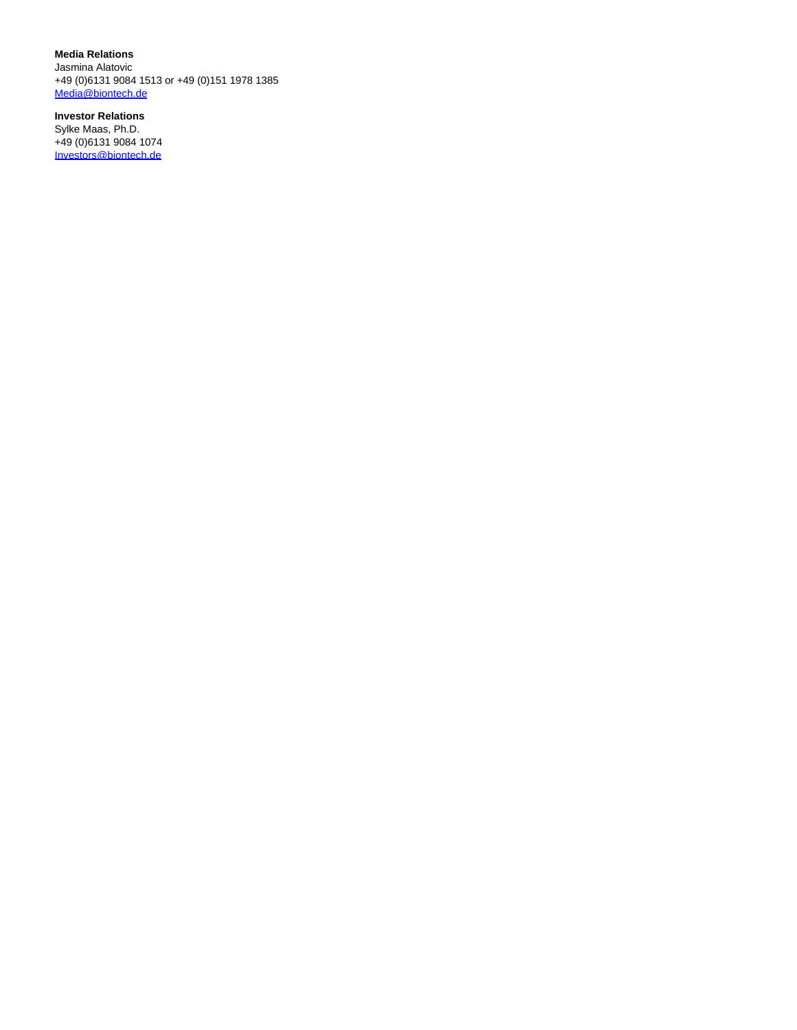**Media Relations**
Jasmina Alatovic
+49 (0)6131 9084 1513 or +49 (0)151 1978 1385
Media@biontech.de

**Investor Relations**
Sylke Maas, Ph.D.
+49 (0)6131 9084 1074
Investors@biontech.de